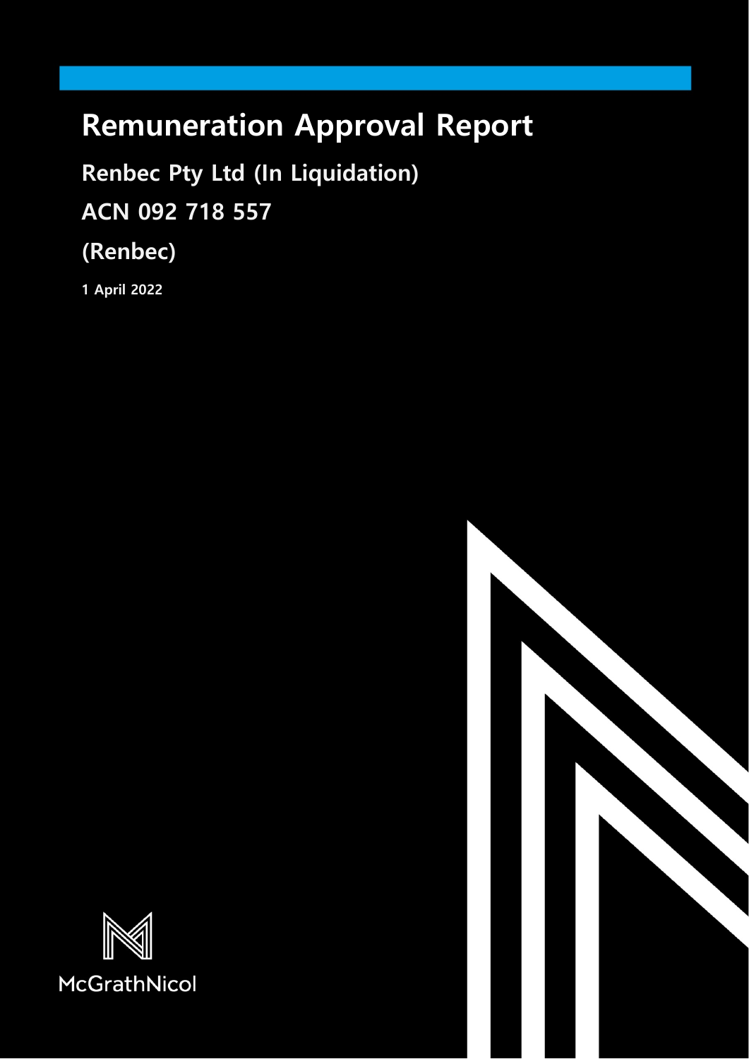# Remuneration Approval Report

## Renbec Pty Ltd (In Liquidation)

## ACN 092 718 557

## (Renbec)

**1 April 2022**

McGrathNicol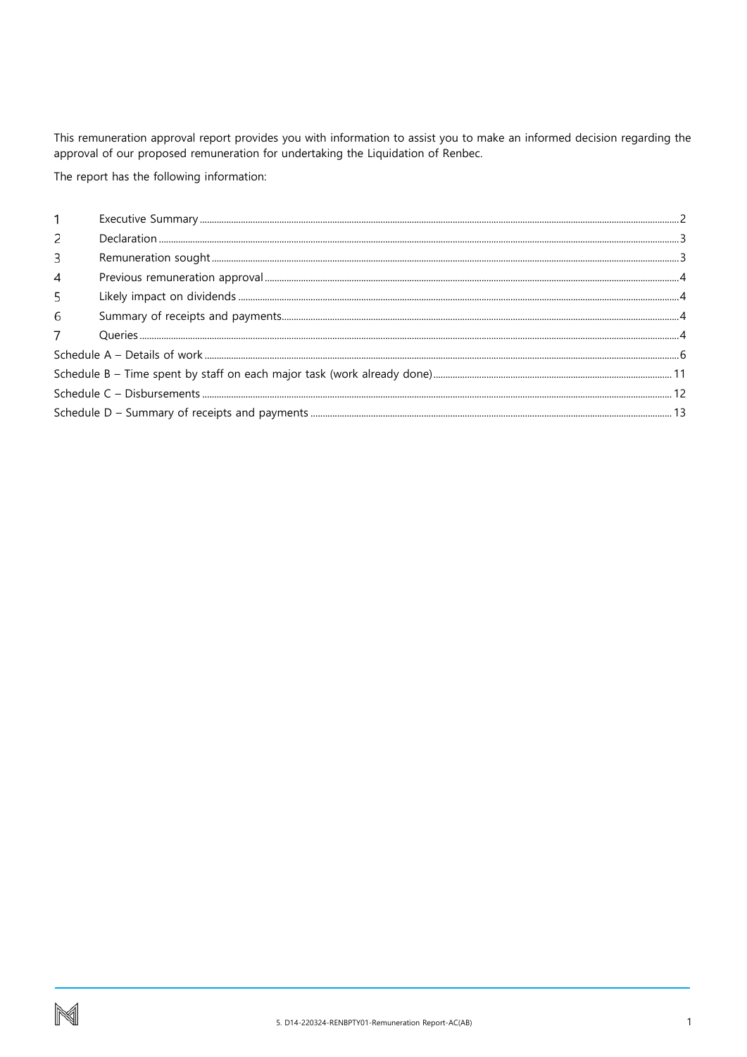This remuneration approval report provides you with information to assist you to make an informed decision regarding the approval of our proposed remuneration for undertaking the Liquidation of Renbec.

The report has the following information:

| | | |
|---|---|---|
| 1 | Executive Summary | 2 |
| 2 | Declaration | 3 |
| 3 | Remuneration sought | 3 |
| 4 | Previous remuneration approval | 4 |
| 5 | Likely impact on dividends | 4 |
| 6 | Summary of receipts and payments | 4 |
| 7 | Queries | 4 |
| Schedule A – Details of work | | 6 |
| Schedule B – Time spent by staff on each major task (work already done) | | 11 |
| Schedule C – Disbursements | | 12 |
| Schedule D – Summary of receipts and payments | | 13 |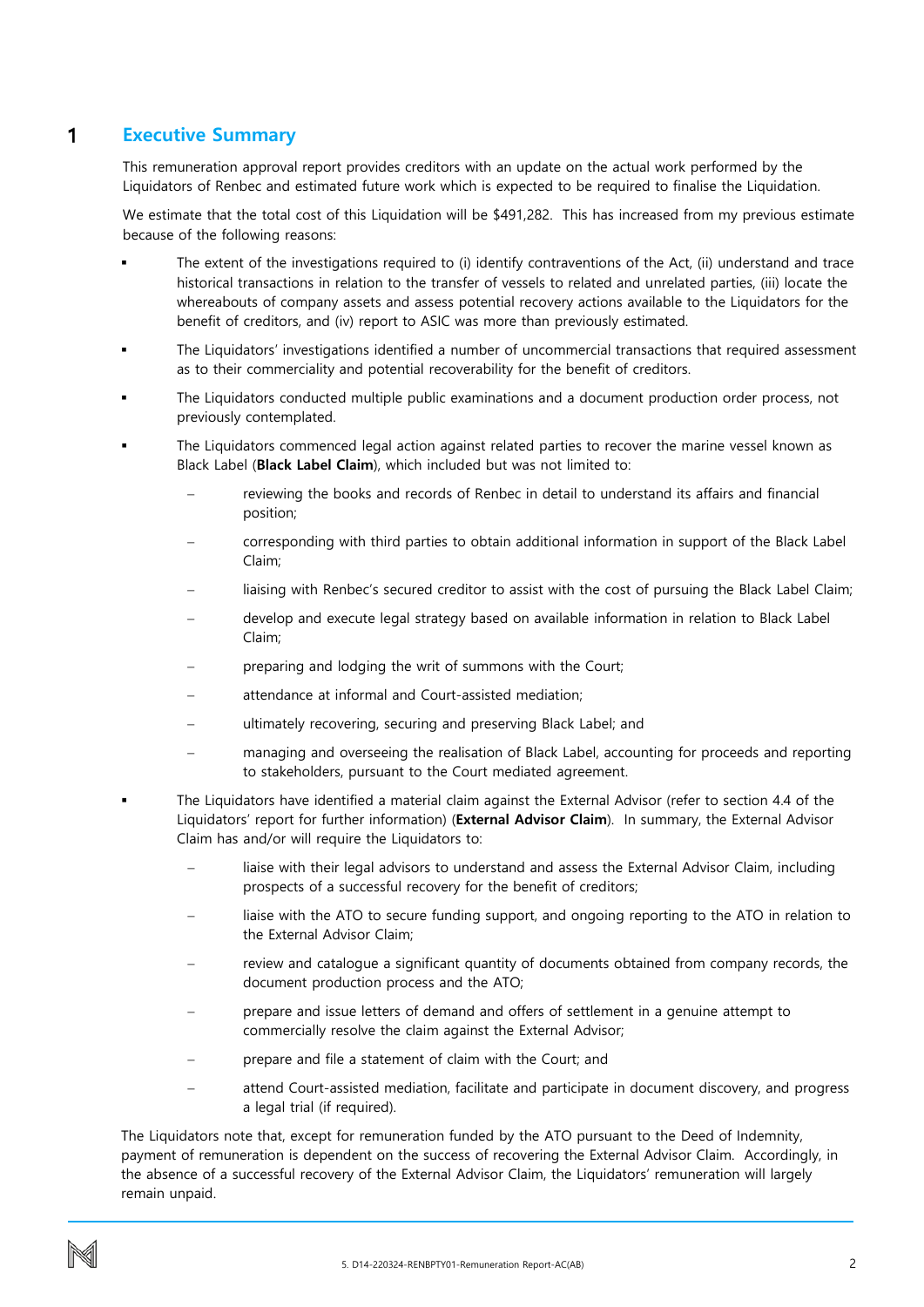# 1 Executive Summary

This remuneration approval report provides creditors with an update on the actual work performed by the Liquidators of Renbec and estimated future work which is expected to be required to finalise the Liquidation.

We estimate that the total cost of this Liquidation will be $491,282. This has increased from my previous estimate because of the following reasons:

- The extent of the investigations required to (i) identify contraventions of the Act, (ii) understand and trace historical transactions in relation to the transfer of vessels to related and unrelated parties, (iii) locate the whereabouts of company assets and assess potential recovery actions available to the Liquidators for the benefit of creditors, and (iv) report to ASIC was more than previously estimated.
- The Liquidators' investigations identified a number of uncommercial transactions that required assessment as to their commerciality and potential recoverability for the benefit of creditors.
- The Liquidators conducted multiple public examinations and a document production order process, not previously contemplated.
- The Liquidators commenced legal action against related parties to recover the marine vessel known as Black Label (**Black Label Claim**), which included but was not limited to:
  - reviewing the books and records of Renbec in detail to understand its affairs and financial position;
  - corresponding with third parties to obtain additional information in support of the Black Label Claim;
  - liaising with Renbec's secured creditor to assist with the cost of pursuing the Black Label Claim;
  - develop and execute legal strategy based on available information in relation to Black Label Claim;
  - preparing and lodging the writ of summons with the Court;
  - attendance at informal and Court-assisted mediation;
  - ultimately recovering, securing and preserving Black Label; and
  - managing and overseeing the realisation of Black Label, accounting for proceeds and reporting to stakeholders, pursuant to the Court mediated agreement.
- The Liquidators have identified a material claim against the External Advisor (refer to section 4.4 of the Liquidators' report for further information) (**External Advisor Claim**). In summary, the External Advisor Claim has and/or will require the Liquidators to:
  - liaise with their legal advisors to understand and assess the External Advisor Claim, including prospects of a successful recovery for the benefit of creditors;
  - liaise with the ATO to secure funding support, and ongoing reporting to the ATO in relation to the External Advisor Claim;
  - review and catalogue a significant quantity of documents obtained from company records, the document production process and the ATO;
  - prepare and issue letters of demand and offers of settlement in a genuine attempt to commercially resolve the claim against the External Advisor;
  - prepare and file a statement of claim with the Court; and
  - attend Court-assisted mediation, facilitate and participate in document discovery, and progress a legal trial (if required).

The Liquidators note that, except for remuneration funded by the ATO pursuant to the Deed of Indemnity, payment of remuneration is dependent on the success of recovering the External Advisor Claim. Accordingly, in the absence of a successful recovery of the External Advisor Claim, the Liquidators' remuneration will largely remain unpaid.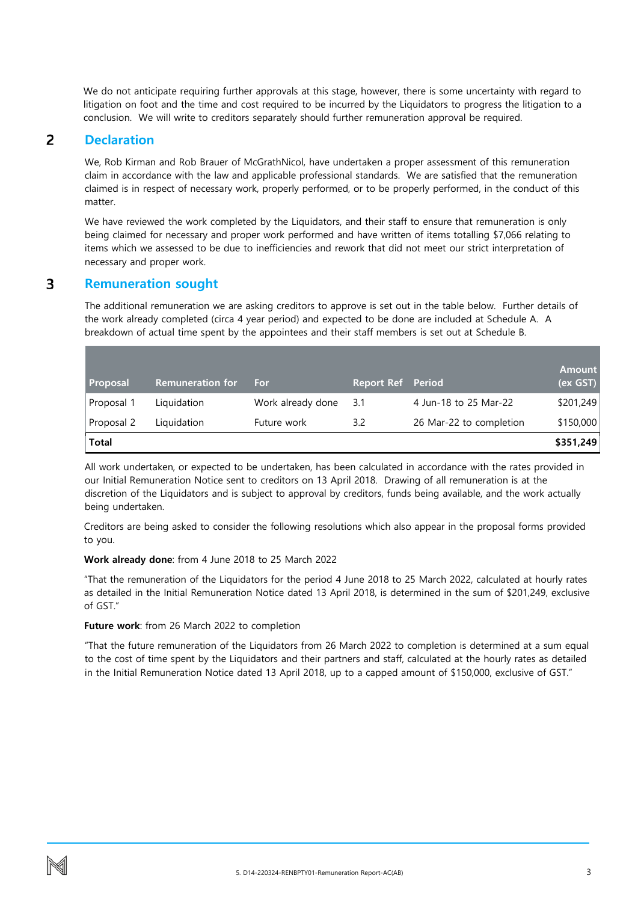We do not anticipate requiring further approvals at this stage, however, there is some uncertainty with regard to litigation on foot and the time and cost required to be incurred by the Liquidators to progress the litigation to a conclusion. We will write to creditors separately should further remuneration approval be required.

## 2 Declaration

We, Rob Kirman and Rob Brauer of McGrathNicol, have undertaken a proper assessment of this remuneration claim in accordance with the law and applicable professional standards. We are satisfied that the remuneration claimed is in respect of necessary work, properly performed, or to be properly performed, in the conduct of this matter.

We have reviewed the work completed by the Liquidators, and their staff to ensure that remuneration is only being claimed for necessary and proper work performed and have written of items totalling $7,066 relating to items which we assessed to be due to inefficiencies and rework that did not meet our strict interpretation of necessary and proper work.

## 3 Remuneration sought

The additional remuneration we are asking creditors to approve is set out in the table below. Further details of the work already completed (circa 4 year period) and expected to be done are included at Schedule A. A breakdown of actual time spent by the appointees and their staff members is set out at Schedule B.

| Proposal | Remuneration for | For | Report Ref | Period | Amount (ex GST) |
|---|---|---|---|---|---|
| Proposal 1 | Liquidation | Work already done | 3.1 | 4 Jun-18 to 25 Mar-22 | $201,249 |
| Proposal 2 | Liquidation | Future work | 3.2 | 26 Mar-22 to completion | $150,000 |
| **Total** | | | | | **$351,249** |

All work undertaken, or expected to be undertaken, has been calculated in accordance with the rates provided in our Initial Remuneration Notice sent to creditors on 13 April 2018. Drawing of all remuneration is at the discretion of the Liquidators and is subject to approval by creditors, funds being available, and the work actually being undertaken.

Creditors are being asked to consider the following resolutions which also appear in the proposal forms provided to you.

**Work already done**: from 4 June 2018 to 25 March 2022

"That the remuneration of the Liquidators for the period 4 June 2018 to 25 March 2022, calculated at hourly rates as detailed in the Initial Remuneration Notice dated 13 April 2018, is determined in the sum of $201,249, exclusive of GST."

**Future work**: from 26 March 2022 to completion

"That the future remuneration of the Liquidators from 26 March 2022 to completion is determined at a sum equal to the cost of time spent by the Liquidators and their partners and staff, calculated at the hourly rates as detailed in the Initial Remuneration Notice dated 13 April 2018, up to a capped amount of $150,000, exclusive of GST."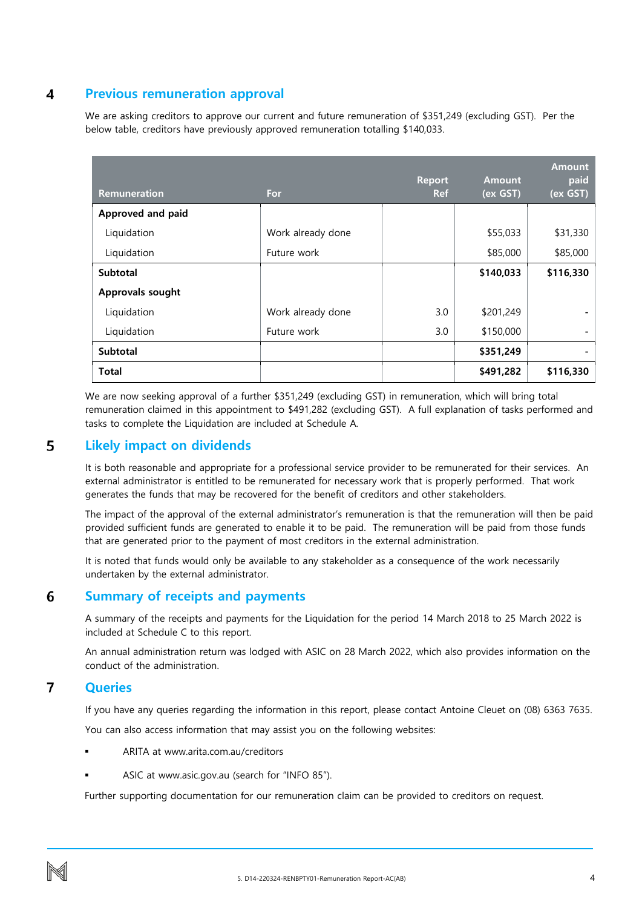## 4 Previous remuneration approval

We are asking creditors to approve our current and future remuneration of $351,249 (excluding GST). Per the below table, creditors have previously approved remuneration totalling $140,033.

| Remuneration | For | Report Ref | Amount (ex GST) | Amount paid (ex GST) |
|---|---|---|---|---|
| **Approved and paid** | | | | |
| Liquidation | Work already done | | $55,033 | $31,330 |
| Liquidation | Future work | | $85,000 | $85,000 |
| **Subtotal** | | | **$140,033** | **$116,330** |
| **Approvals sought** | | | | |
| Liquidation | Work already done | 3.0 | $201,249 | - |
| Liquidation | Future work | 3.0 | $150,000 | - |
| **Subtotal** | | | **$351,249** | - |
| **Total** | | | **$491,282** | **$116,330** |

We are now seeking approval of a further $351,249 (excluding GST) in remuneration, which will bring total remuneration claimed in this appointment to $491,282 (excluding GST). A full explanation of tasks performed and tasks to complete the Liquidation are included at Schedule A.

## 5 Likely impact on dividends

It is both reasonable and appropriate for a professional service provider to be remunerated for their services. An external administrator is entitled to be remunerated for necessary work that is properly performed. That work generates the funds that may be recovered for the benefit of creditors and other stakeholders.

The impact of the approval of the external administrator's remuneration is that the remuneration will then be paid provided sufficient funds are generated to enable it to be paid. The remuneration will be paid from those funds that are generated prior to the payment of most creditors in the external administration.

It is noted that funds would only be available to any stakeholder as a consequence of the work necessarily undertaken by the external administrator.

## 6 Summary of receipts and payments

A summary of the receipts and payments for the Liquidation for the period 14 March 2018 to 25 March 2022 is included at Schedule C to this report.

An annual administration return was lodged with ASIC on 28 March 2022, which also provides information on the conduct of the administration.

## 7 Queries

If you have any queries regarding the information in this report, please contact Antoine Cleuet on (08) 6363 7635.

You can also access information that may assist you on the following websites:

- ARITA at www.arita.com.au/creditors
- ASIC at www.asic.gov.au (search for "INFO 85").

Further supporting documentation for our remuneration claim can be provided to creditors on request.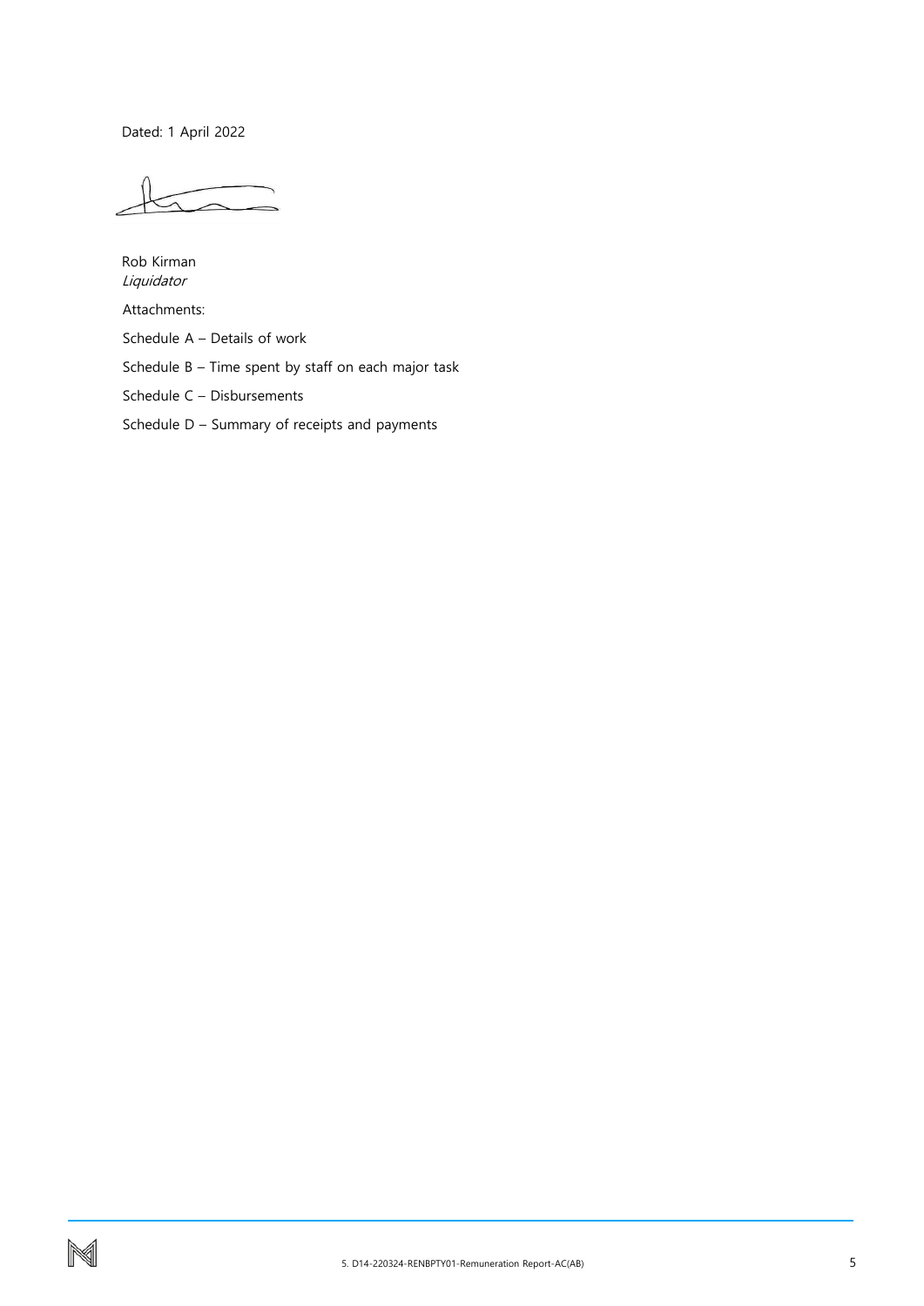Dated: 1 April 2022

Rob Kirman
*Liquidator*

Attachments:

Schedule A – Details of work

Schedule B – Time spent by staff on each major task

Schedule C – Disbursements

Schedule D – Summary of receipts and payments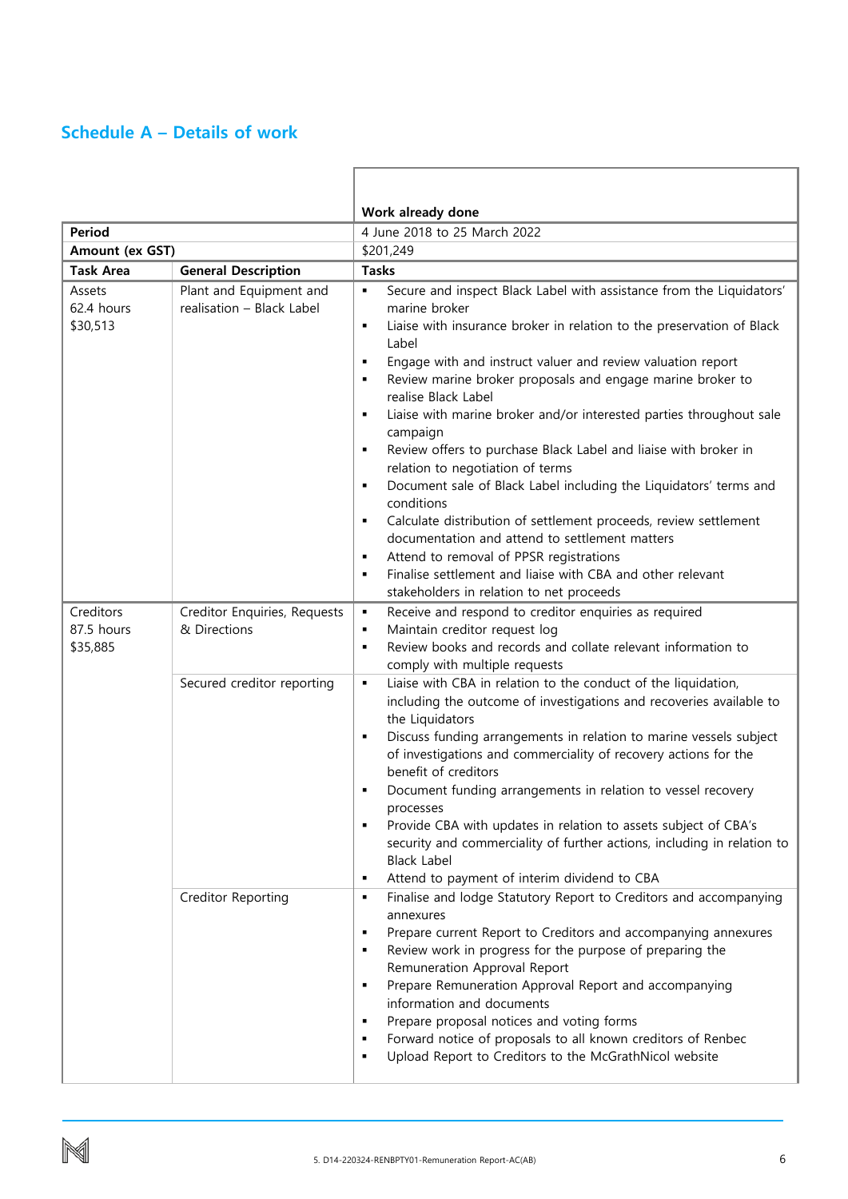## Schedule A – Details of work

| | | Work already done |
|---|---|---|
| **Period** | | 4 June 2018 to 25 March 2022 |
| **Amount (ex GST)** | | $201,249 |
| **Task Area** | **General Description** | **Tasks** |
| Assets<br>62.4 hours<br>$30,513 | Plant and Equipment and realisation – Black Label | ▪ Secure and inspect Black Label with assistance from the Liquidators' marine broker<br>▪ Liaise with insurance broker in relation to the preservation of Black Label<br>▪ Engage with and instruct valuer and review valuation report<br>▪ Review marine broker proposals and engage marine broker to realise Black Label<br>▪ Liaise with marine broker and/or interested parties throughout sale campaign<br>▪ Review offers to purchase Black Label and liaise with broker in relation to negotiation of terms<br>▪ Document sale of Black Label including the Liquidators' terms and conditions<br>▪ Calculate distribution of settlement proceeds, review settlement documentation and attend to settlement matters<br>▪ Attend to removal of PPSR registrations<br>▪ Finalise settlement and liaise with CBA and other relevant stakeholders in relation to net proceeds |
| Creditors<br>87.5 hours<br>$35,885 | Creditor Enquiries, Requests & Directions | ▪ Receive and respond to creditor enquiries as required<br>▪ Maintain creditor request log<br>▪ Review books and records and collate relevant information to comply with multiple requests |
| | Secured creditor reporting | ▪ Liaise with CBA in relation to the conduct of the liquidation, including the outcome of investigations and recoveries available to the Liquidators<br>▪ Discuss funding arrangements in relation to marine vessels subject of investigations and commerciality of recovery actions for the benefit of creditors<br>▪ Document funding arrangements in relation to vessel recovery processes<br>▪ Provide CBA with updates in relation to assets subject of CBA's security and commerciality of further actions, including in relation to Black Label<br>▪ Attend to payment of interim dividend to CBA |
| | Creditor Reporting | ▪ Finalise and lodge Statutory Report to Creditors and accompanying annexures<br>▪ Prepare current Report to Creditors and accompanying annexures<br>▪ Review work in progress for the purpose of preparing the Remuneration Approval Report<br>▪ Prepare Remuneration Approval Report and accompanying information and documents<br>▪ Prepare proposal notices and voting forms<br>▪ Forward notice of proposals to all known creditors of Renbec<br>▪ Upload Report to Creditors to the McGrathNicol website |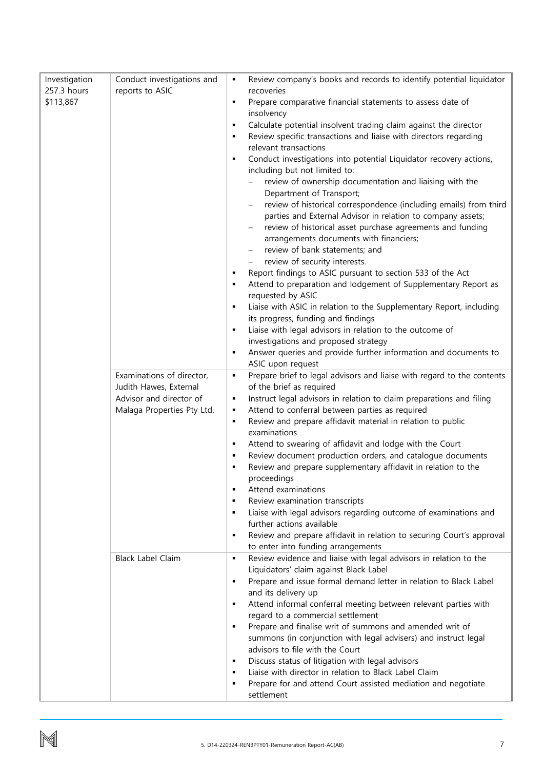| | | |
|---|---|---|
| Investigation<br>257.3 hours<br>$113,867 | Conduct investigations and reports to ASIC | ▪ Review company's books and records to identify potential liquidator recoveries<br>▪ Prepare comparative financial statements to assess date of insolvency<br>▪ Calculate potential insolvent trading claim against the director<br>▪ Review specific transactions and liaise with directors regarding relevant transactions<br>▪ Conduct investigations into potential Liquidator recovery actions, including but not limited to:<br>– review of ownership documentation and liaising with the Department of Transport;<br>– review of historical correspondence (including emails) from third parties and External Advisor in relation to company assets;<br>– review of historical asset purchase agreements and funding arrangements documents with financiers;<br>– review of bank statements; and<br>– review of security interests.<br>▪ Report findings to ASIC pursuant to section 533 of the Act<br>▪ Attend to preparation and lodgement of Supplementary Report as requested by ASIC<br>▪ Liaise with ASIC in relation to the Supplementary Report, including its progress, funding and findings<br>▪ Liaise with legal advisors in relation to the outcome of investigations and proposed strategy<br>▪ Answer queries and provide further information and documents to ASIC upon request |
| | Examinations of director, Judith Hawes, External Advisor and director of Malaga Properties Pty Ltd. | ▪ Prepare brief to legal advisors and liaise with regard to the contents of the brief as required<br>▪ Instruct legal advisors in relation to claim preparations and filing<br>▪ Attend to conferral between parties as required<br>▪ Review and prepare affidavit material in relation to public examinations<br>▪ Attend to swearing of affidavit and lodge with the Court<br>▪ Review document production orders, and catalogue documents<br>▪ Review and prepare supplementary affidavit in relation to the proceedings<br>▪ Attend examinations<br>▪ Review examination transcripts<br>▪ Liaise with legal advisors regarding outcome of examinations and further actions available<br>▪ Review and prepare affidavit in relation to securing Court's approval to enter into funding arrangements |
| | Black Label Claim | ▪ Review evidence and liaise with legal advisors in relation to the Liquidators' claim against Black Label<br>▪ Prepare and issue formal demand letter in relation to Black Label and its delivery up<br>▪ Attend informal conferral meeting between relevant parties with regard to a commercial settlement<br>▪ Prepare and finalise writ of summons and amended writ of summons (in conjunction with legal advisers) and instruct legal advisors to file with the Court<br>▪ Discuss status of litigation with legal advisors<br>▪ Liaise with director in relation to Black Label Claim<br>▪ Prepare for and attend Court assisted mediation and negotiate settlement |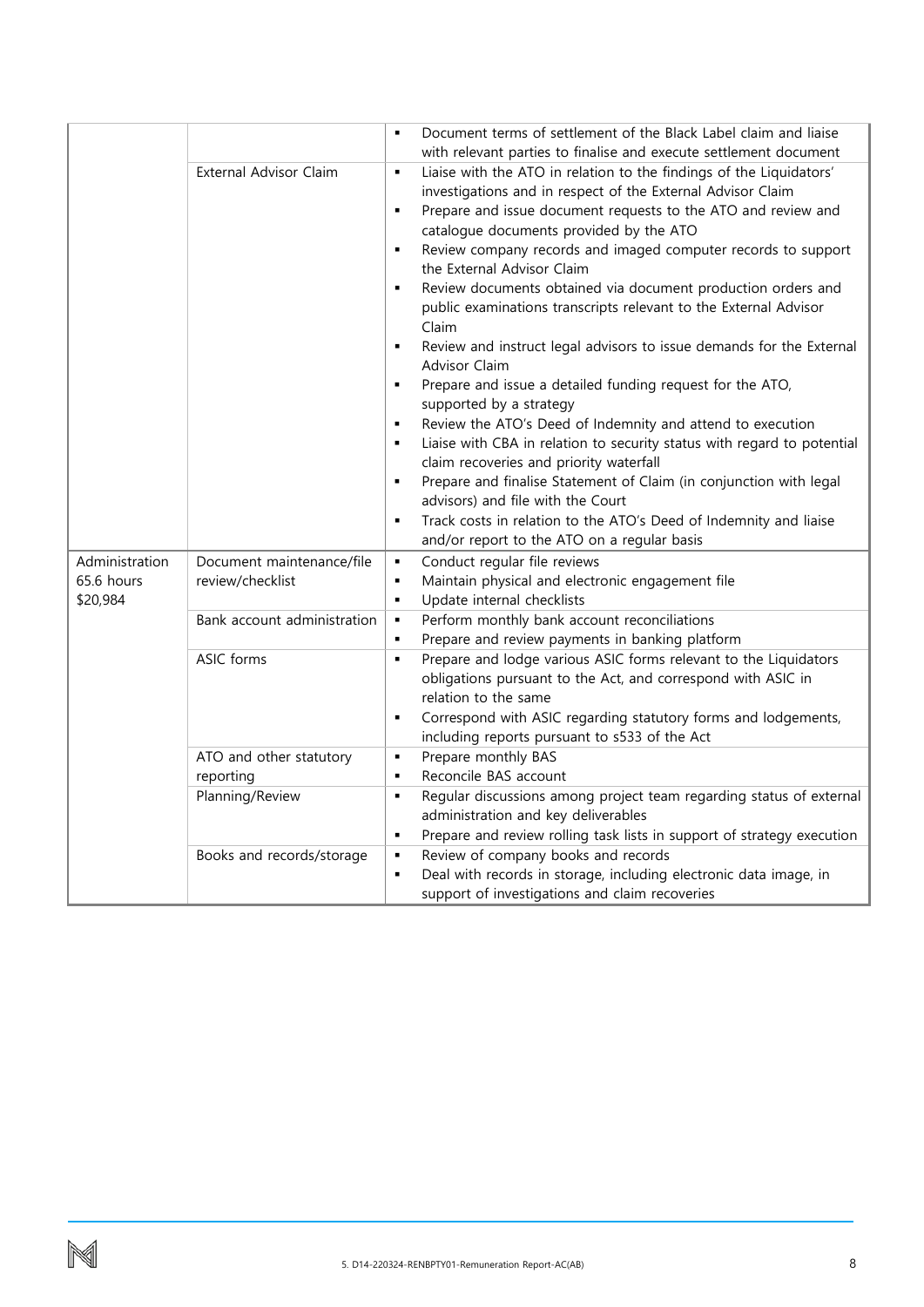| | | |
|---|---|---|
| | | ▪ Document terms of settlement of the Black Label claim and liaise with relevant parties to finalise and execute settlement document |
| | External Advisor Claim | ▪ Liaise with the ATO in relation to the findings of the Liquidators' investigations and in respect of the External Advisor Claim<br>▪ Prepare and issue document requests to the ATO and review and catalogue documents provided by the ATO<br>▪ Review company records and imaged computer records to support the External Advisor Claim<br>▪ Review documents obtained via document production orders and public examinations transcripts relevant to the External Advisor Claim<br>▪ Review and instruct legal advisors to issue demands for the External Advisor Claim<br>▪ Prepare and issue a detailed funding request for the ATO, supported by a strategy<br>▪ Review the ATO's Deed of Indemnity and attend to execution<br>▪ Liaise with CBA in relation to security status with regard to potential claim recoveries and priority waterfall<br>▪ Prepare and finalise Statement of Claim (in conjunction with legal advisors) and file with the Court<br>▪ Track costs in relation to the ATO's Deed of Indemnity and liaise and/or report to the ATO on a regular basis |
| Administration<br>65.6 hours<br>$20,984 | Document maintenance/file review/checklist | ▪ Conduct regular file reviews<br>▪ Maintain physical and electronic engagement file<br>▪ Update internal checklists |
| | Bank account administration | ▪ Perform monthly bank account reconciliations<br>▪ Prepare and review payments in banking platform |
| | ASIC forms | ▪ Prepare and lodge various ASIC forms relevant to the Liquidators obligations pursuant to the Act, and correspond with ASIC in relation to the same<br>▪ Correspond with ASIC regarding statutory forms and lodgements, including reports pursuant to s533 of the Act |
| | ATO and other statutory reporting | ▪ Prepare monthly BAS<br>▪ Reconcile BAS account |
| | Planning/Review | ▪ Regular discussions among project team regarding status of external administration and key deliverables<br>▪ Prepare and review rolling task lists in support of strategy execution |
| | Books and records/storage | ▪ Review of company books and records<br>▪ Deal with records in storage, including electronic data image, in support of investigations and claim recoveries |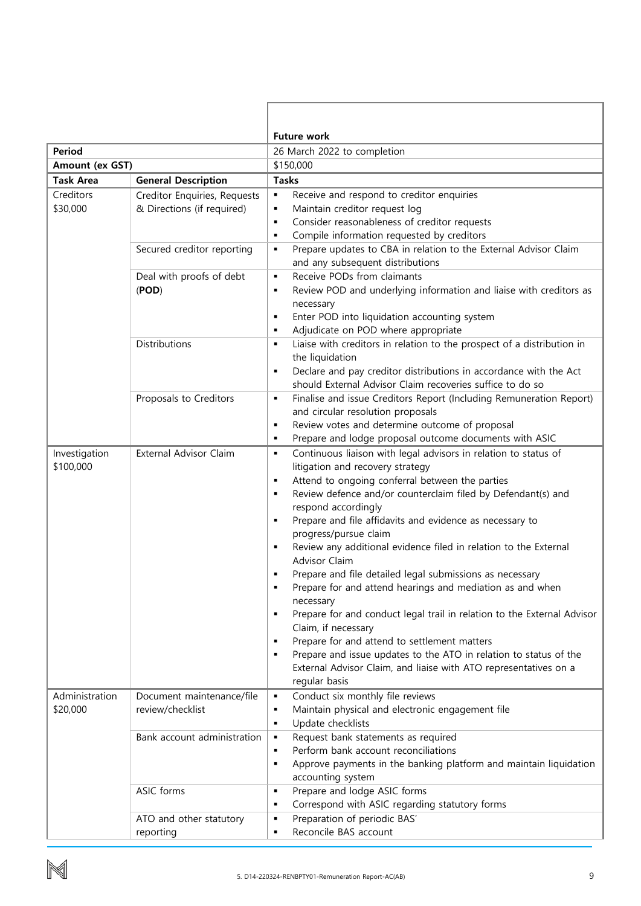| | | Future work |
|---|---|---|
| **Period** | | 26 March 2022 to completion |
| **Amount (ex GST)** | | $150,000 |
| **Task Area** | **General Description** | **Tasks** |
| Creditors<br>$30,000 | Creditor Enquiries, Requests & Directions (if required) | ▪ Receive and respond to creditor enquiries<br>▪ Maintain creditor request log<br>▪ Consider reasonableness of creditor requests<br>▪ Compile information requested by creditors |
| | Secured creditor reporting | ▪ Prepare updates to CBA in relation to the External Advisor Claim and any subsequent distributions |
| | Deal with proofs of debt (**POD**) | ▪ Receive PODs from claimants<br>▪ Review POD and underlying information and liaise with creditors as necessary<br>▪ Enter POD into liquidation accounting system<br>▪ Adjudicate on POD where appropriate |
| | Distributions | ▪ Liaise with creditors in relation to the prospect of a distribution in the liquidation<br>▪ Declare and pay creditor distributions in accordance with the Act should External Advisor Claim recoveries suffice to do so |
| | Proposals to Creditors | ▪ Finalise and issue Creditors Report (Including Remuneration Report) and circular resolution proposals<br>▪ Review votes and determine outcome of proposal<br>▪ Prepare and lodge proposal outcome documents with ASIC |
| Investigation<br>$100,000 | External Advisor Claim | ▪ Continuous liaison with legal advisors in relation to status of litigation and recovery strategy<br>▪ Attend to ongoing conferral between the parties<br>▪ Review defence and/or counterclaim filed by Defendant(s) and respond accordingly<br>▪ Prepare and file affidavits and evidence as necessary to progress/pursue claim<br>▪ Review any additional evidence filed in relation to the External Advisor Claim<br>▪ Prepare and file detailed legal submissions as necessary<br>▪ Prepare for and attend hearings and mediation as and when necessary<br>▪ Prepare for and conduct legal trail in relation to the External Advisor Claim, if necessary<br>▪ Prepare for and attend to settlement matters<br>▪ Prepare and issue updates to the ATO in relation to status of the External Advisor Claim, and liaise with ATO representatives on a regular basis |
| Administration<br>$20,000 | Document maintenance/file review/checklist | ▪ Conduct six monthly file reviews<br>▪ Maintain physical and electronic engagement file<br>▪ Update checklists |
| | Bank account administration | ▪ Request bank statements as required<br>▪ Perform bank account reconciliations<br>▪ Approve payments in the banking platform and maintain liquidation accounting system |
| | ASIC forms | ▪ Prepare and lodge ASIC forms<br>▪ Correspond with ASIC regarding statutory forms |
| | ATO and other statutory reporting | ▪ Preparation of periodic BAS'<br>▪ Reconcile BAS account |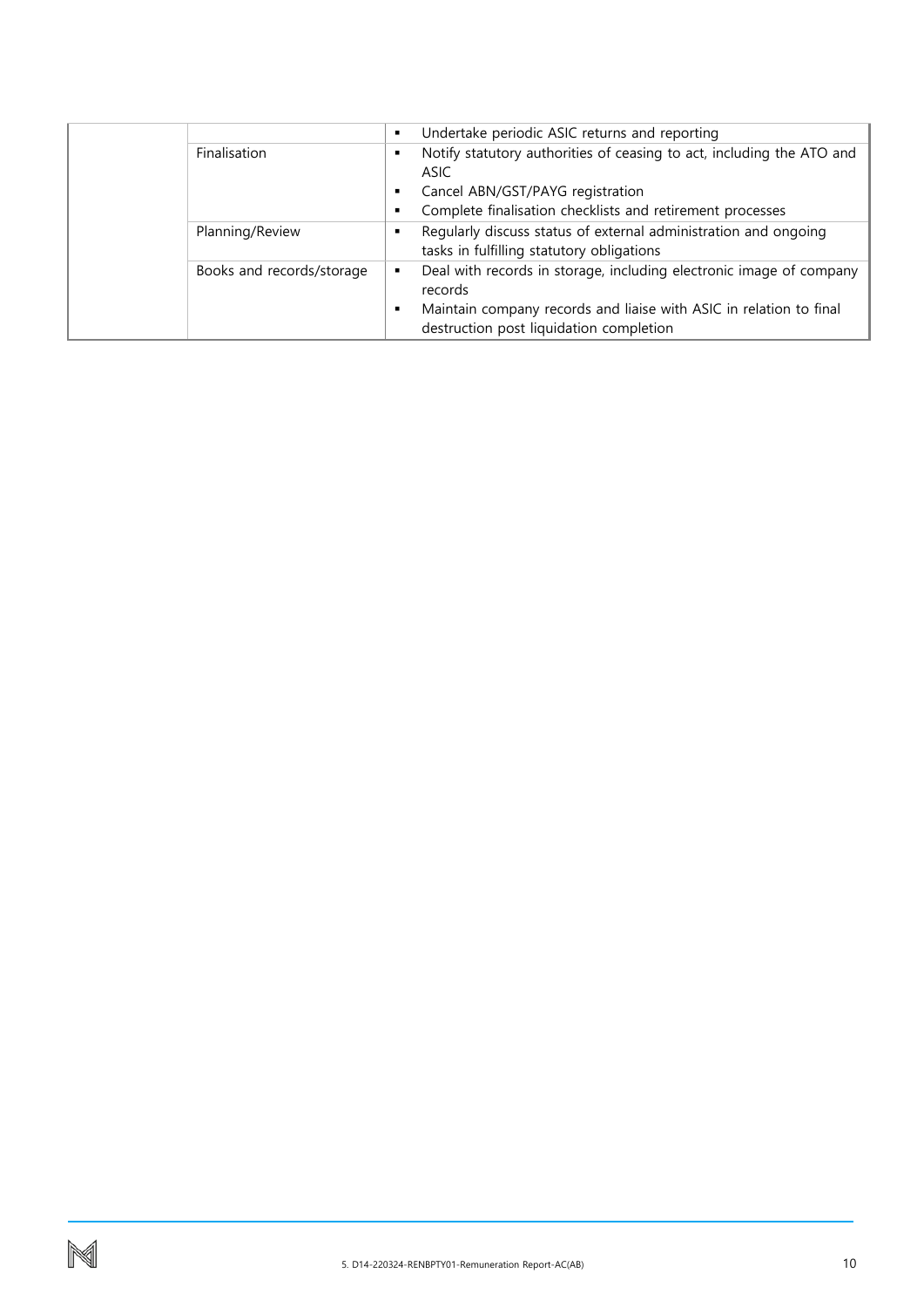| | | |
|---|---|---|
| | | ▪ Undertake periodic ASIC returns and reporting |
| | Finalisation | ▪ Notify statutory authorities of ceasing to act, including the ATO and ASIC<br>▪ Cancel ABN/GST/PAYG registration<br>▪ Complete finalisation checklists and retirement processes |
| | Planning/Review | ▪ Regularly discuss status of external administration and ongoing tasks in fulfilling statutory obligations |
| | Books and records/storage | ▪ Deal with records in storage, including electronic image of company records<br>▪ Maintain company records and liaise with ASIC in relation to final destruction post liquidation completion |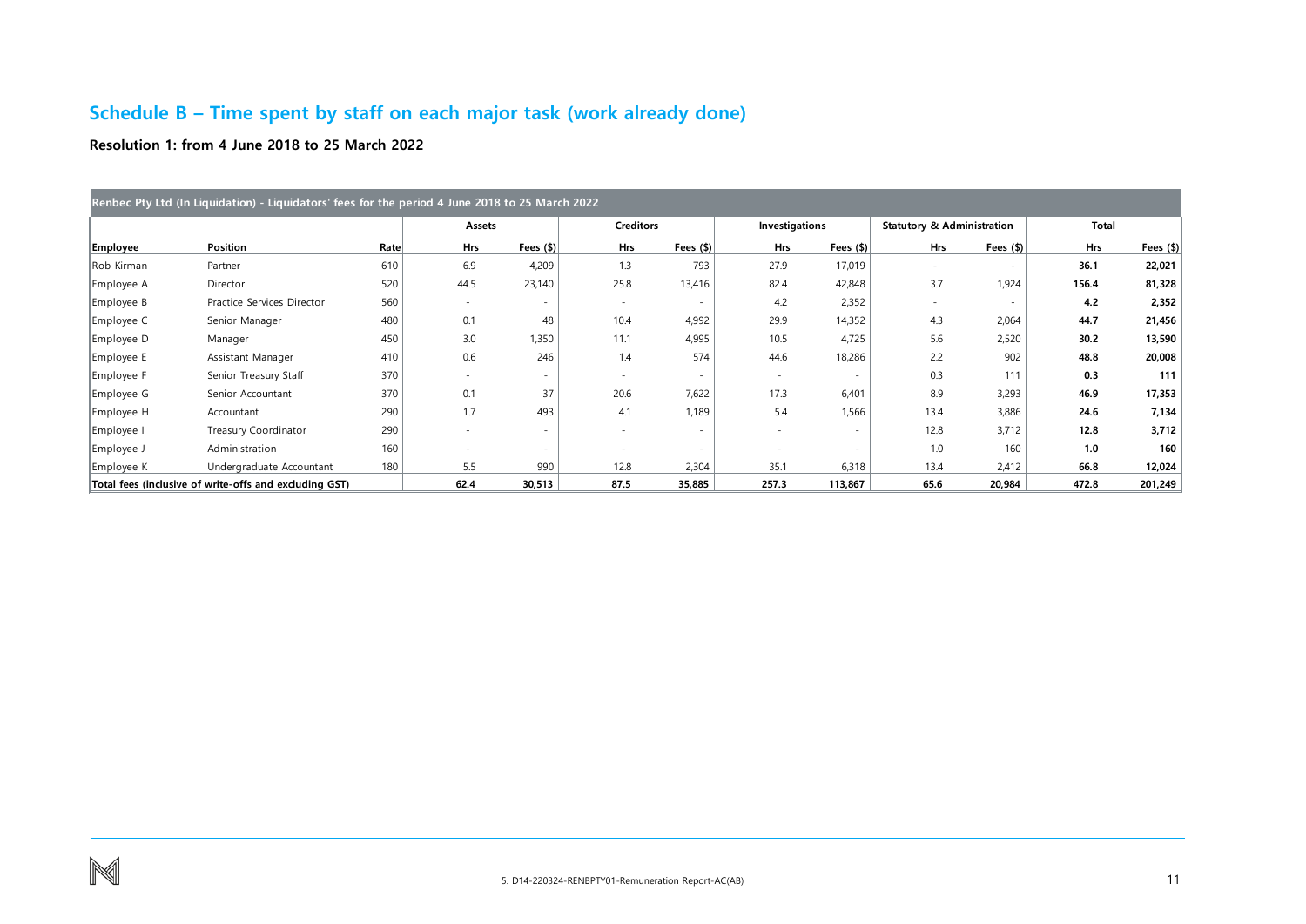## Schedule B – Time spent by staff on each major task (work already done)

### Resolution 1: from 4 June 2018 to 25 March 2022

| Renbec Pty Ltd (In Liquidation) - Liquidators' fees for the period 4 June 2018 to 25 March 2022 | | | | | | | | | | | | |
|---|---|---|---|---|---|---|---|---|---|---|---|---|
| | | | Assets | | Creditors | | Investigations | | Statutory & Administration | | Total | |
| **Employee** | **Position** | **Rate** | **Hrs** | **Fees ($)** | **Hrs** | **Fees ($)** | **Hrs** | **Fees ($)** | **Hrs** | **Fees ($)** | **Hrs** | **Fees ($)** |
| Rob Kirman | Partner | 610 | 6.9 | 4,209 | 1.3 | 793 | 27.9 | 17,019 | - | - | **36.1** | **22,021** |
| Employee A | Director | 520 | 44.5 | 23,140 | 25.8 | 13,416 | 82.4 | 42,848 | 3.7 | 1,924 | **156.4** | **81,328** |
| Employee B | Practice Services Director | 560 | - | - | - | - | 4.2 | 2,352 | - | - | **4.2** | **2,352** |
| Employee C | Senior Manager | 480 | 0.1 | 48 | 10.4 | 4,992 | 29.9 | 14,352 | 4.3 | 2,064 | **44.7** | **21,456** |
| Employee D | Manager | 450 | 3.0 | 1,350 | 11.1 | 4,995 | 10.5 | 4,725 | 5.6 | 2,520 | **30.2** | **13,590** |
| Employee E | Assistant Manager | 410 | 0.6 | 246 | 1.4 | 574 | 44.6 | 18,286 | 2.2 | 902 | **48.8** | **20,008** |
| Employee F | Senior Treasury Staff | 370 | - | - | - | - | - | - | 0.3 | 111 | **0.3** | **111** |
| Employee G | Senior Accountant | 370 | 0.1 | 37 | 20.6 | 7,622 | 17.3 | 6,401 | 8.9 | 3,293 | **46.9** | **17,353** |
| Employee H | Accountant | 290 | 1.7 | 493 | 4.1 | 1,189 | 5.4 | 1,566 | 13.4 | 3,886 | **24.6** | **7,134** |
| Employee I | Treasury Coordinator | 290 | - | - | - | - | - | - | 12.8 | 3,712 | **12.8** | **3,712** |
| Employee J | Administration | 160 | - | - | - | - | - | - | 1.0 | 160 | **1.0** | **160** |
| Employee K | Undergraduate Accountant | 180 | 5.5 | 990 | 12.8 | 2,304 | 35.1 | 6,318 | 13.4 | 2,412 | **66.8** | **12,024** |
| **Total fees (inclusive of write-offs and excluding GST)** | | | **62.4** | **30,513** | **87.5** | **35,885** | **257.3** | **113,867** | **65.6** | **20,984** | **472.8** | **201,249** |

5. D14-220324-RENBPTY01-Remuneration Report-AC(AB)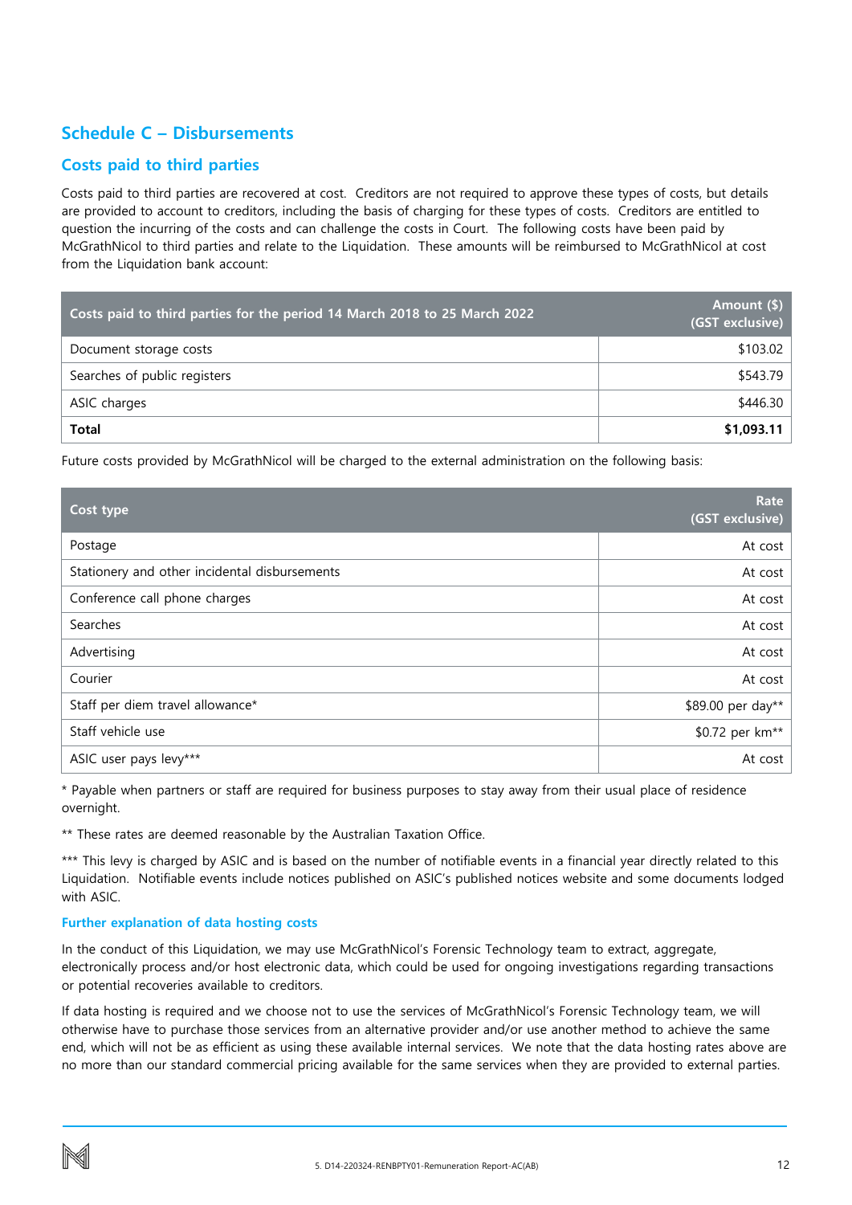## Schedule C – Disbursements

### Costs paid to third parties

Costs paid to third parties are recovered at cost. Creditors are not required to approve these types of costs, but details are provided to account to creditors, including the basis of charging for these types of costs. Creditors are entitled to question the incurring of the costs and can challenge the costs in Court. The following costs have been paid by McGrathNicol to third parties and relate to the Liquidation. These amounts will be reimbursed to McGrathNicol at cost from the Liquidation bank account:

| Costs paid to third parties for the period 14 March 2018 to 25 March 2022 | Amount ($) (GST exclusive) |
|---|---:|
| Document storage costs | $103.02 |
| Searches of public registers | $543.79 |
| ASIC charges | $446.30 |
| **Total** | **$1,093.11** |

Future costs provided by McGrathNicol will be charged to the external administration on the following basis:

| Cost type | Rate (GST exclusive) |
|---|---:|
| Postage | At cost |
| Stationery and other incidental disbursements | At cost |
| Conference call phone charges | At cost |
| Searches | At cost |
| Advertising | At cost |
| Courier | At cost |
| Staff per diem travel allowance* | $89.00 per day** |
| Staff vehicle use | $0.72 per km** |
| ASIC user pays levy*** | At cost |

\* Payable when partners or staff are required for business purposes to stay away from their usual place of residence overnight.

** These rates are deemed reasonable by the Australian Taxation Office.

*** This levy is charged by ASIC and is based on the number of notifiable events in a financial year directly related to this Liquidation. Notifiable events include notices published on ASIC's published notices website and some documents lodged with ASIC.

#### Further explanation of data hosting costs

In the conduct of this Liquidation, we may use McGrathNicol's Forensic Technology team to extract, aggregate, electronically process and/or host electronic data, which could be used for ongoing investigations regarding transactions or potential recoveries available to creditors.

If data hosting is required and we choose not to use the services of McGrathNicol's Forensic Technology team, we will otherwise have to purchase those services from an alternative provider and/or use another method to achieve the same end, which will not be as efficient as using these available internal services. We note that the data hosting rates above are no more than our standard commercial pricing available for the same services when they are provided to external parties.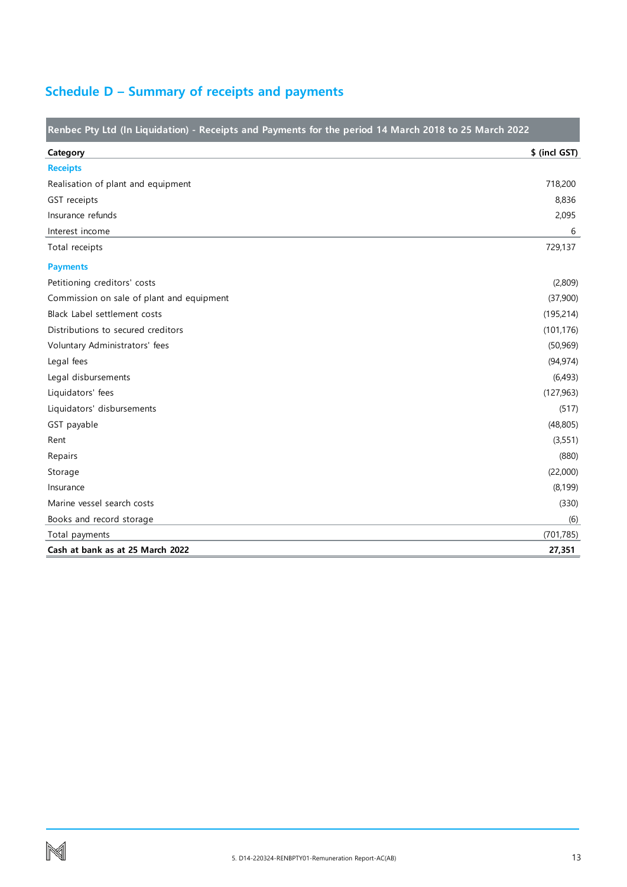## Schedule D – Summary of receipts and payments

| Renbec Pty Ltd (In Liquidation) - Receipts and Payments for the period 14 March 2018 to 25 March 2022 | |
|---|---|
| **Category** | **$ (incl GST)** |
| **Receipts** | |
| Realisation of plant and equipment | 718,200 |
| GST receipts | 8,836 |
| Insurance refunds | 2,095 |
| Interest income | 6 |
| Total receipts | 729,137 |
| **Payments** | |
| Petitioning creditors' costs | (2,809) |
| Commission on sale of plant and equipment | (37,900) |
| Black Label settlement costs | (195,214) |
| Distributions to secured creditors | (101,176) |
| Voluntary Administrators' fees | (50,969) |
| Legal fees | (94,974) |
| Legal disbursements | (6,493) |
| Liquidators' fees | (127,963) |
| Liquidators' disbursements | (517) |
| GST payable | (48,805) |
| Rent | (3,551) |
| Repairs | (880) |
| Storage | (22,000) |
| Insurance | (8,199) |
| Marine vessel search costs | (330) |
| Books and record storage | (6) |
| Total payments | (701,785) |
| **Cash at bank as at 25 March 2022** | **27,351** |